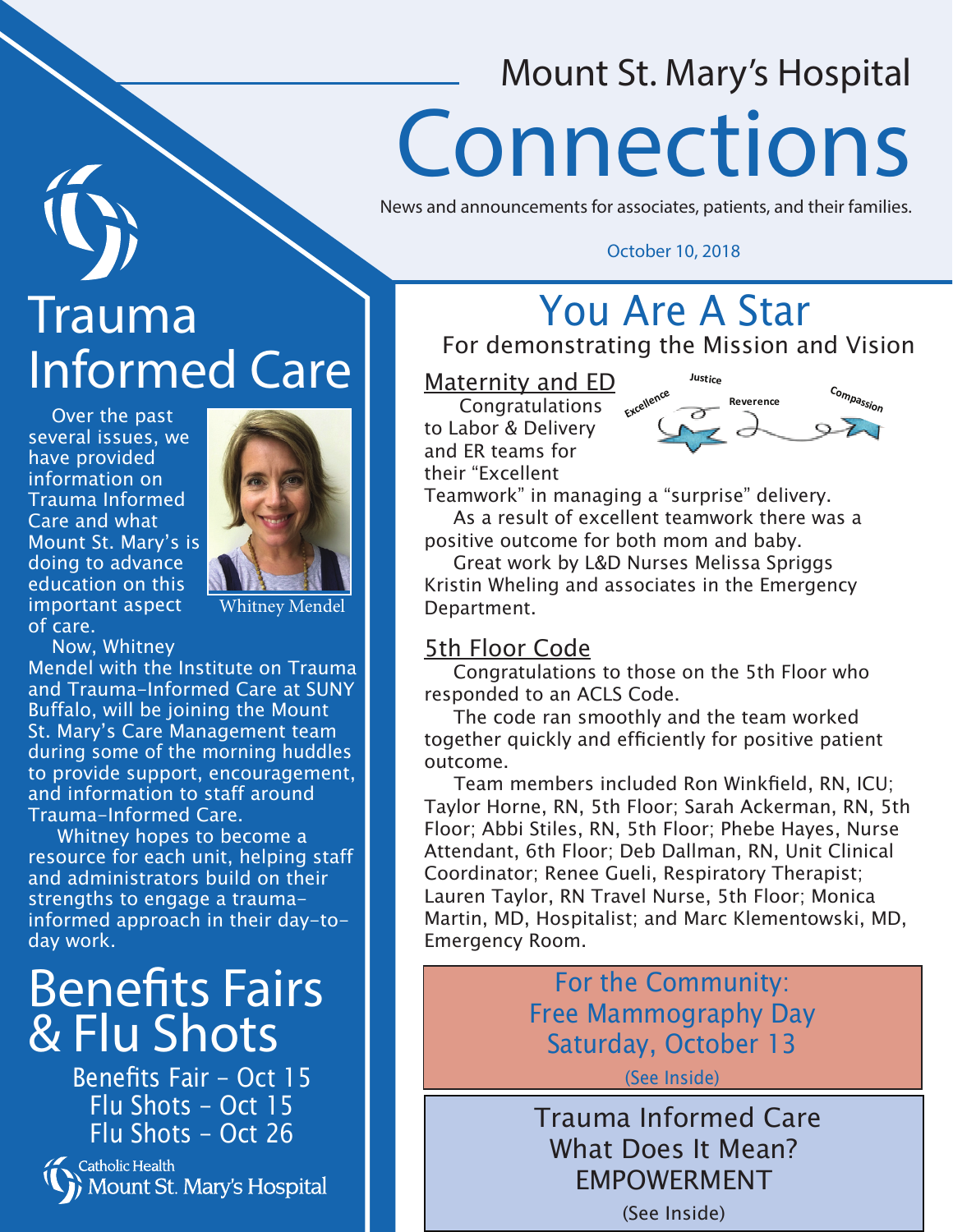# Mount St. Mary's Hospital Connections

News and announcements for associates, patients, and their families.

October 10, 2018

## Trauma Informed Care

Over the past several issues, we have provided information on Trauma Informed Care and what Mount St. Mary's is doing to advance education on this important aspect of care.

Whitney Mendel

Now, Whitney Mendel with the Institute on Trauma and Trauma-Informed Care at SUNY Buffalo, will be joining the Mount St. Mary's Care Management team during some of the morning huddles to provide support, encouragement, and information to staff around Trauma-Informed Care.

Whitney hopes to become a resource for each unit, helping staff and administrators build on their strengths to engage a trauma-informed approach in their day-to-day work.

## Benefits Fairs & Flu Shots

Benefits Fair – Oct 15
Flu Shots – Oct 15
Flu Shots – Oct 26

Catholic Health
Mount St. Mary's Hospital

## You Are A Star

For demonstrating the Mission and Vision

Excellence · Justice · Reverence · Compassion

### Maternity and ED

Congratulations to Labor & Delivery and ER teams for their "Excellent Teamwork" in managing a "surprise" delivery.

As a result of excellent teamwork there was a positive outcome for both mom and baby.

Great work by L&D Nurses Melissa Spriggs Kristin Wheling and associates in the Emergency Department.

### 5th Floor Code

Congratulations to those on the 5th Floor who responded to an ACLS Code.

The code ran smoothly and the team worked together quickly and efficiently for positive patient outcome.

Team members included Ron Winkfield, RN, ICU; Taylor Horne, RN, 5th Floor; Sarah Ackerman, RN, 5th Floor; Abbi Stiles, RN, 5th Floor; Phebe Hayes, Nurse Attendant, 6th Floor; Deb Dallman, RN, Unit Clinical Coordinator; Renee Gueli, Respiratory Therapist; Lauren Taylor, RN Travel Nurse, 5th Floor; Monica Martin, MD, Hospitalist; and Marc Klementowski, MD, Emergency Room.

**For the Community:**
**Free Mammography Day**
**Saturday, October 13**

(See Inside)

**Trauma Informed Care**
**What Does It Mean?**
**EMPOWERMENT**

(See Inside)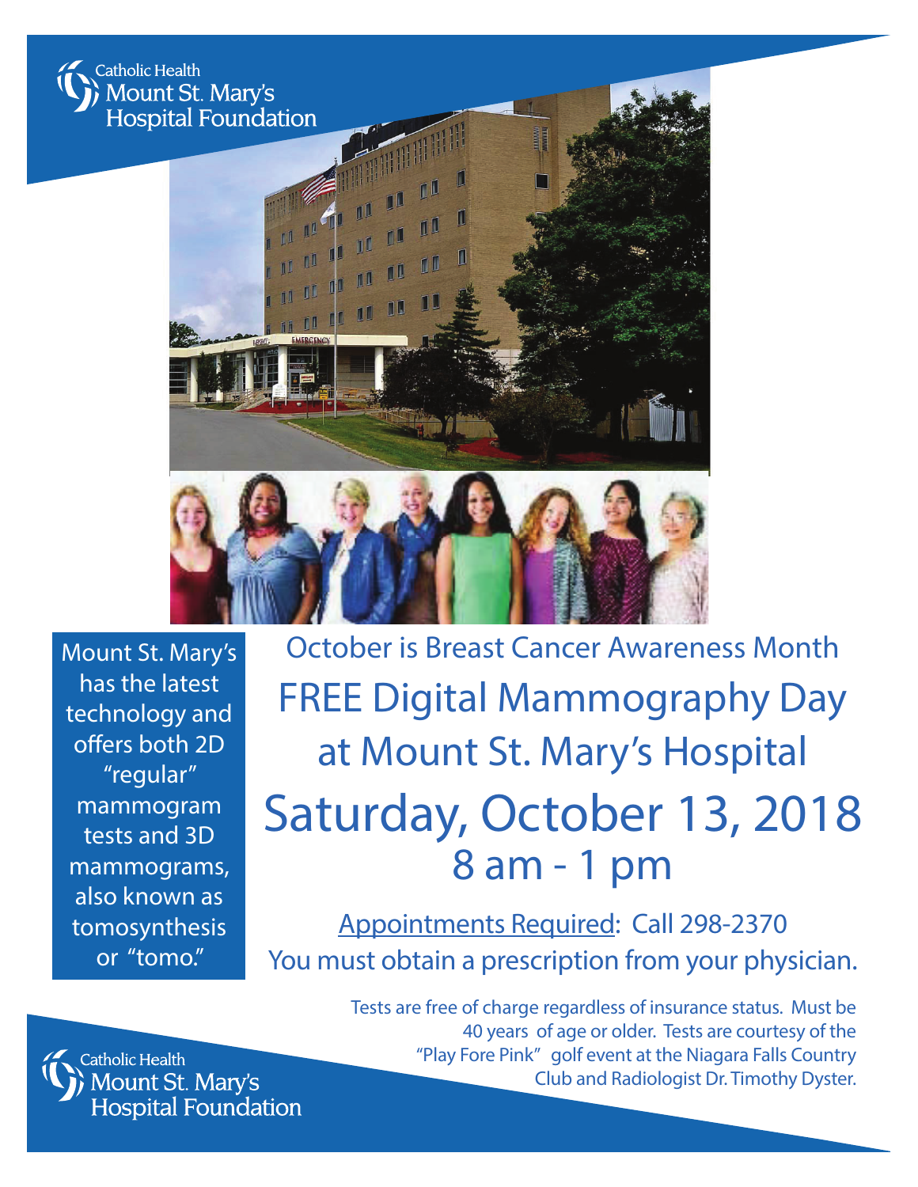Catholic Health
Mount St. Mary's
Hospital Foundation

Mount St. Mary's has the latest technology and offers both 2D "regular" mammogram tests and 3D mammograms, also known as tomosynthesis or "tomo."

October is Breast Cancer Awareness Month

# FREE Digital Mammography Day at Mount St. Mary's Hospital

# Saturday, October 13, 2018

## 8 am - 1 pm

Appointments Required: Call 298-2370

You must obtain a prescription from your physician.

Tests are free of charge regardless of insurance status. Must be 40 years of age or older. Tests are courtesy of the "Play Fore Pink" golf event at the Niagara Falls Country Club and Radiologist Dr. Timothy Dyster.

Catholic Health
Mount St. Mary's
Hospital Foundation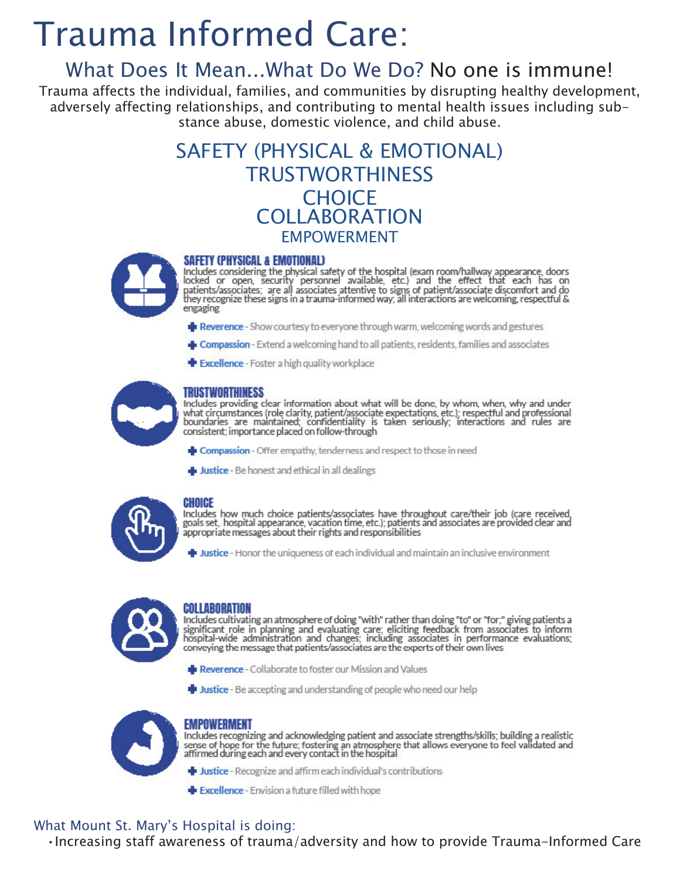# Trauma Informed Care:

## What Does It Mean...What Do We Do? No one is immune!

Trauma affects the individual, families, and communities by disrupting healthy development, adversely affecting relationships, and contributing to mental health issues including substance abuse, domestic violence, and child abuse.

## SAFETY (PHYSICAL & EMOTIONAL)
## TRUSTWORTHINESS
## CHOICE
## COLLABORATION
### EMPOWERMENT

### SAFETY (PHYSICAL & EMOTIONAL)

Includes considering the physical safety of the hospital (exam room/hallway appearance, doors locked or open, security personnel available, etc.) and the effect that each has on patients/associates; are all associates attentive to signs of patient/associate discomfort and do they recognize these signs in a trauma-informed way; all interactions are welcoming, respectful & engaging

- **Reverence** - Show courtesy to everyone through warm, welcoming words and gestures
- **Compassion** - Extend a welcoming hand to all patients, residents, families and associates
- **Excellence** - Foster a high quality workplace

### TRUSTWORTHINESS

Includes providing clear information about what will be done, by whom, when, why and under what circumstances (role clarity, patient/associate expectations, etc.); respectful and professional boundaries are maintained; confidentiality is taken seriously; interactions and rules are consistent; importance placed on follow-through

- **Compassion** - Offer empathy, tenderness and respect to those in need
- **Justice** - Be honest and ethical in all dealings

### CHOICE

Includes how much choice patients/associates have throughout care/their job (care received, goals set, hospital appearance, vacation time, etc.); patients and associates are provided clear and appropriate messages about their rights and responsibilities

- **Justice** - Honor the uniqueness of each individual and maintain an inclusive environment

### COLLABORATION

Includes cultivating an atmosphere of doing "with" rather than doing "to" or "for;" giving patients a significant role in planning and evaluating care; eliciting feedback from associates to inform hospital-wide administration and changes; including associates in performance evaluations; conveying the message that patients/associates are the experts of their own lives

- **Reverence** - Collaborate to foster our Mission and Values
- **Justice** - Be accepting and understanding of people who need our help

### EMPOWERMENT

Includes recognizing and acknowledging patient and associate strengths/skills; building a realistic sense of hope for the future; fostering an atmosphere that allows everyone to feel validated and affirmed during each and every contact in the hospital

- **Justice** - Recognize and affirm each individual's contributions
- **Excellence** - Envision a future filled with hope

What Mount St. Mary's Hospital is doing:

- Increasing staff awareness of trauma/adversity and how to provide Trauma-Informed Care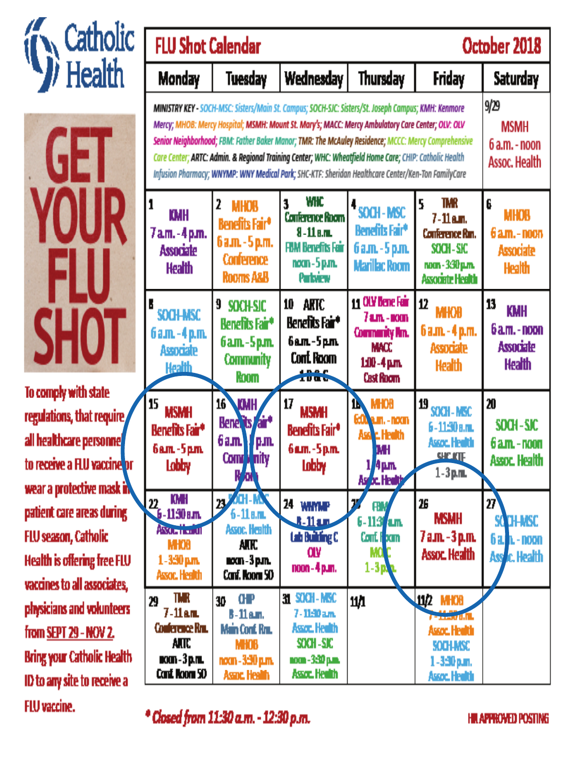# Catholic Health

# GET YOUR FLU SHOT

To comply with state regulations, that require all healthcare personnel to receive a FLU vaccine or wear a protective mask in patient care areas during FLU season, Catholic Health is offering free FLU vaccines to all associates, physicians and volunteers from SEPT 29 - NOV 2. Bring your Catholic Health ID to any site to receive a FLU vaccine.

## FLU Shot Calendar — October 2018

| Monday | Tuesday | Wednesday | Thursday | Friday | Saturday |
|---|---|---|---|---|---|
| MINISTRY KEY - SOCH-MSC: Sisters/Main St. Campus; SOCH-SJC: Sisters/St. Joseph Campus; KMH: Kenmore Mercy; MHOB: Mercy Hospital; MSMH: Mount St. Mary's; MACC: Mercy Ambulatory Care Center; OLV: OLV Senior Neighborhood; FBM: Father Baker Manor; TMR: The McAuley Residence; MCCC: Mercy Comprehensive Care Center; ARTC: Admin. & Regional Training Center; WHC: Wheatfield Home Care; CHIP: Catholic Health Infusion Pharmacy; WNYMP: WNY Medical Park; SHC-KTF: Sheridan Healthcare Center/Ken-Ton FamilyCare | | | | | 9/29 MSMH 6 a.m. - noon Assoc. Health |
| 1 KMH 7 a.m. - 4 p.m. Associate Health | 2 MHOB Benefits Fair* 6 a.m. - 5 p.m. Conference Rooms A&B | 3 WHC Conference Room 8 - 11 a.m. FBM Benefits Fair noon - 5 p.m. Parkview | 4 SOCH - MSC Benefits Fair* 6 a.m. - 5 p.m. Marillac Room | 5 TMR 7 - 11 a.m. Conference Rm. SOCH - SJC noon - 3:30 p.m. Associate Health | 6 MHOB 6 a.m. - noon Associate Health |
| 8 SOCH-MSC 6 a.m. - 4 p.m. Associate Health | 9 SOCH-SJC Benefits Fair* 6 a.m. - 5 p.m. Community Room | 10 ARTC Benefits Fair* 6 a.m. - 5 p.m. Conf. Room 1 & 2 & C | 11 OLV Bene Fair 7 a.m. - noon Community Rm. MACC 1:00 - 4 p.m. Cast Room | 12 MHOB 6 a.m. - 4 p.m. Associate Health | 13 KMH 6 a.m. - noon Associate Health |
| 15 MSMH Benefits Fair* 6 a.m. - 5 p.m. Lobby | 16 KMH Benefits Fair* 6 a.m. - 5 p.m. Community Room | 17 MSMH Benefits Fair* 6 a.m. - 5 p.m. Lobby | 18 MHOB 6:00 a.m. - noon Assoc. Health KMH 1 - 4 p.m. Assoc. Health | 19 SOCH - MSC 6 - 11:30 a.m. Assoc. Health SHC-KTF 1 - 3 p.m. | 20 SOCH - SJC 6 a.m. - noon Assoc. Health |
| 22 KMH 6 - 11:30 a.m. Assoc. Health MHOB 1 - 3:30 p.m. Assoc. Health | 23 SOCH - MSC 6 - 11 a.m. Assoc. Health ARTC noon - 3 p.m. Conf. Room 5D | 24 WNYMP 8 - 11 a.m. Lab Building C OLV noon - 4 p.m. | 25 FBM 6 - 11:30 a.m. Conf. Room MCCC 1 - 3 p.m. | 26 MSMH 7 a.m. - 3 p.m. Assoc. Health | 27 SOCH-MSC 6 a.m. - noon Assoc. Health |
| 29 TMR 7 - 11 a.m. Conference Rm. ARTC noon - 3 p.m. Conf. Room 5D | 30 CHIP 8 - 11 a.m. Main Conf. Rm. MHOB noon - 3:30 p.m. Assoc. Health | 31 SOCH - MSC 7 - 11:30 a.m. Assoc. Health SOCH - SJC noon - 3:30 p.m. Assoc. Health | 11/1 | 11/2 MHOB 7 - 11:30 a.m. Assoc. Health SOCH-MSC 1 - 3:30 p.m. Assoc. Health | |

*Closed from 11:30 a.m. - 12:30 p.m.*

HR APPROVED POSTING